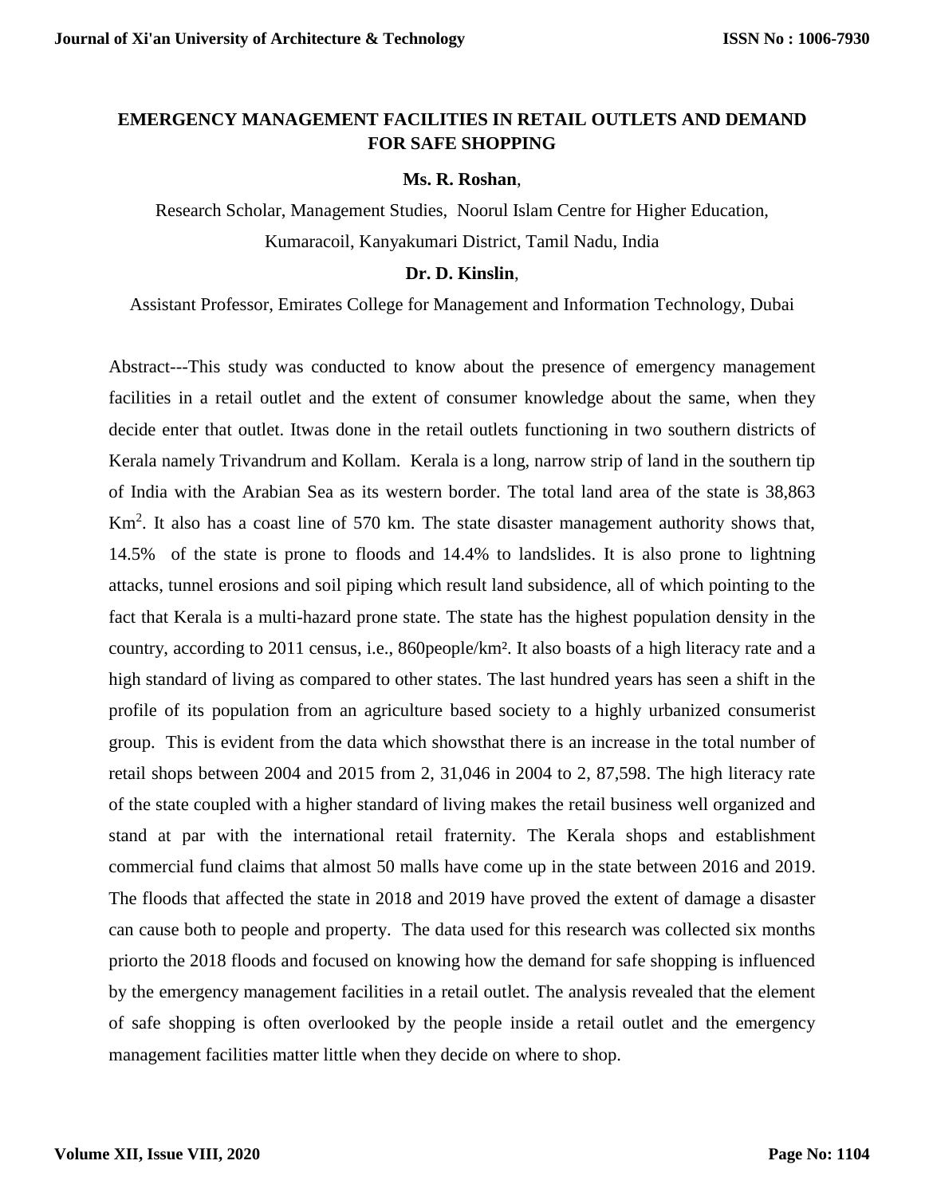# EMERGENCY MANAGEMENT FACILITIES IN RETAIL OUTLETS AND DEMAND FOR SAFE SHOPPING

**Ms. R. Roshan**,

Research Scholar, Management Studies, Noorul Islam Centre for Higher Education, Kumaracoil, Kanyakumari District, Tamil Nadu, India

**Dr. D. Kinslin**,

Assistant Professor, Emirates College for Management and Information Technology, Dubai

Abstract---This study was conducted to know about the presence of emergency management facilities in a retail outlet and the extent of consumer knowledge about the same, when they decide enter that outlet. Itwas done in the retail outlets functioning in two southern districts of Kerala namely Trivandrum and Kollam. Kerala is a long, narrow strip of land in the southern tip of India with the Arabian Sea as its western border. The total land area of the state is 38,863 $Km^2$. It also has a coast line of 570 km. The state disaster management authority shows that, 14.5% of the state is prone to floods and 14.4% to landslides. It is also prone to lightning attacks, tunnel erosions and soil piping which result land subsidence, all of which pointing to the fact that Kerala is a multi-hazard prone state. The state has the highest population density in the country, according to 2011 census, i.e., 860people/$km^2$. It also boasts of a high literacy rate and a high standard of living as compared to other states. The last hundred years has seen a shift in the profile of its population from an agriculture based society to a highly urbanized consumerist group. This is evident from the data which showsthat there is an increase in the total number of retail shops between 2004 and 2015 from 2, 31,046 in 2004 to 2, 87,598. The high literacy rate of the state coupled with a higher standard of living makes the retail business well organized and stand at par with the international retail fraternity. The Kerala shops and establishment commercial fund claims that almost 50 malls have come up in the state between 2016 and 2019. The floods that affected the state in 2018 and 2019 have proved the extent of damage a disaster can cause both to people and property. The data used for this research was collected six months priorto the 2018 floods and focused on knowing how the demand for safe shopping is influenced by the emergency management facilities in a retail outlet. The analysis revealed that the element of safe shopping is often overlooked by the people inside a retail outlet and the emergency management facilities matter little when they decide on where to shop.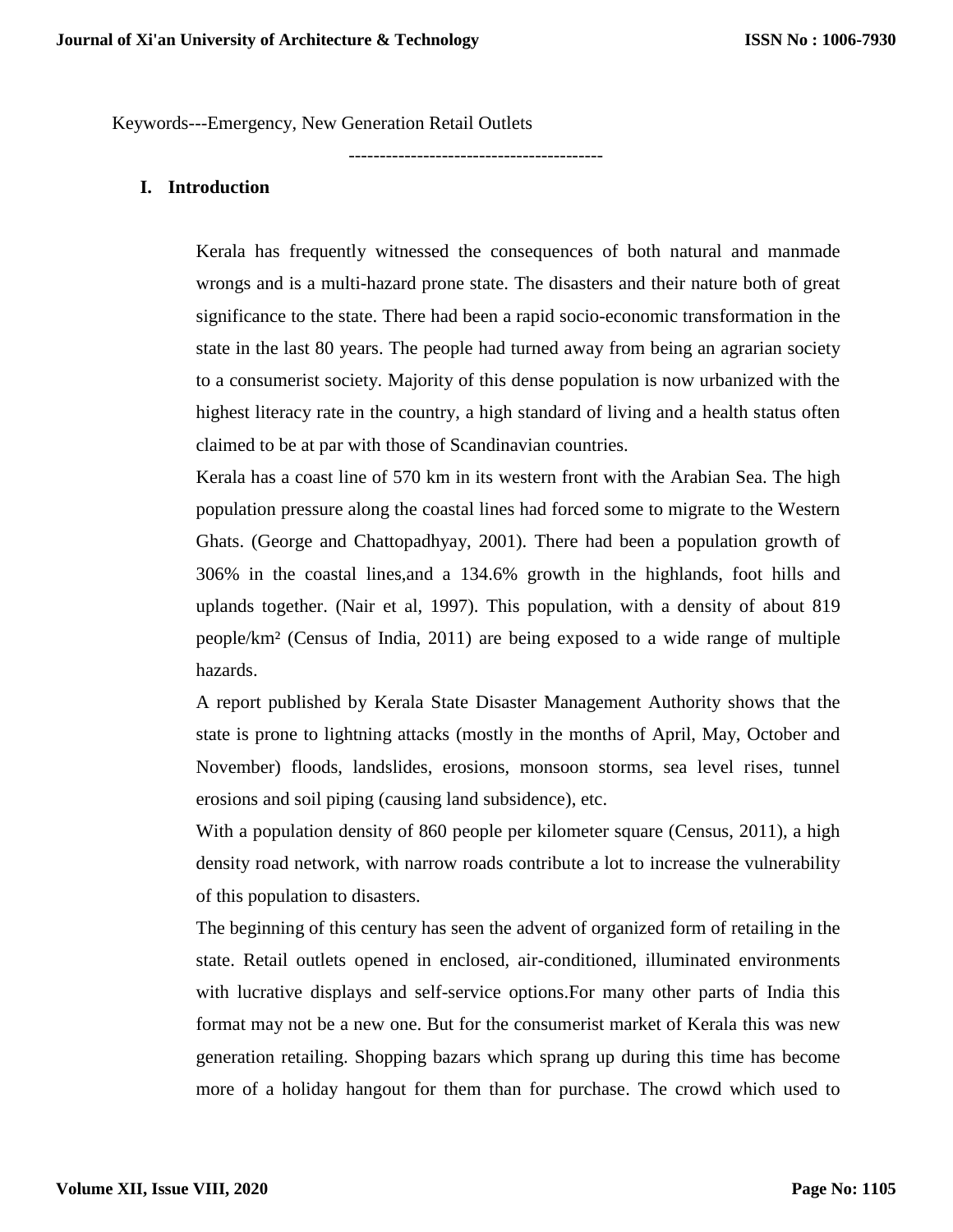Keywords---Emergency, New Generation Retail Outlets

-----------------------------------------

## I. Introduction

Kerala has frequently witnessed the consequences of both natural and manmade wrongs and is a multi-hazard prone state. The disasters and their nature both of great significance to the state. There had been a rapid socio-economic transformation in the state in the last 80 years. The people had turned away from being an agrarian society to a consumerist society. Majority of this dense population is now urbanized with the highest literacy rate in the country, a high standard of living and a health status often claimed to be at par with those of Scandinavian countries.

Kerala has a coast line of 570 km in its western front with the Arabian Sea. The high population pressure along the coastal lines had forced some to migrate to the Western Ghats. (George and Chattopadhyay, 2001). There had been a population growth of 306% in the coastal lines,and a 134.6% growth in the highlands, foot hills and uplands together. (Nair et al, 1997). This population, with a density of about 819 people/km² (Census of India, 2011) are being exposed to a wide range of multiple hazards.

A report published by Kerala State Disaster Management Authority shows that the state is prone to lightning attacks (mostly in the months of April, May, October and November) floods, landslides, erosions, monsoon storms, sea level rises, tunnel erosions and soil piping (causing land subsidence), etc.

With a population density of 860 people per kilometer square (Census, 2011), a high density road network, with narrow roads contribute a lot to increase the vulnerability of this population to disasters.

The beginning of this century has seen the advent of organized form of retailing in the state. Retail outlets opened in enclosed, air-conditioned, illuminated environments with lucrative displays and self-service options.For many other parts of India this format may not be a new one. But for the consumerist market of Kerala this was new generation retailing. Shopping bazars which sprang up during this time has become more of a holiday hangout for them than for purchase. The crowd which used to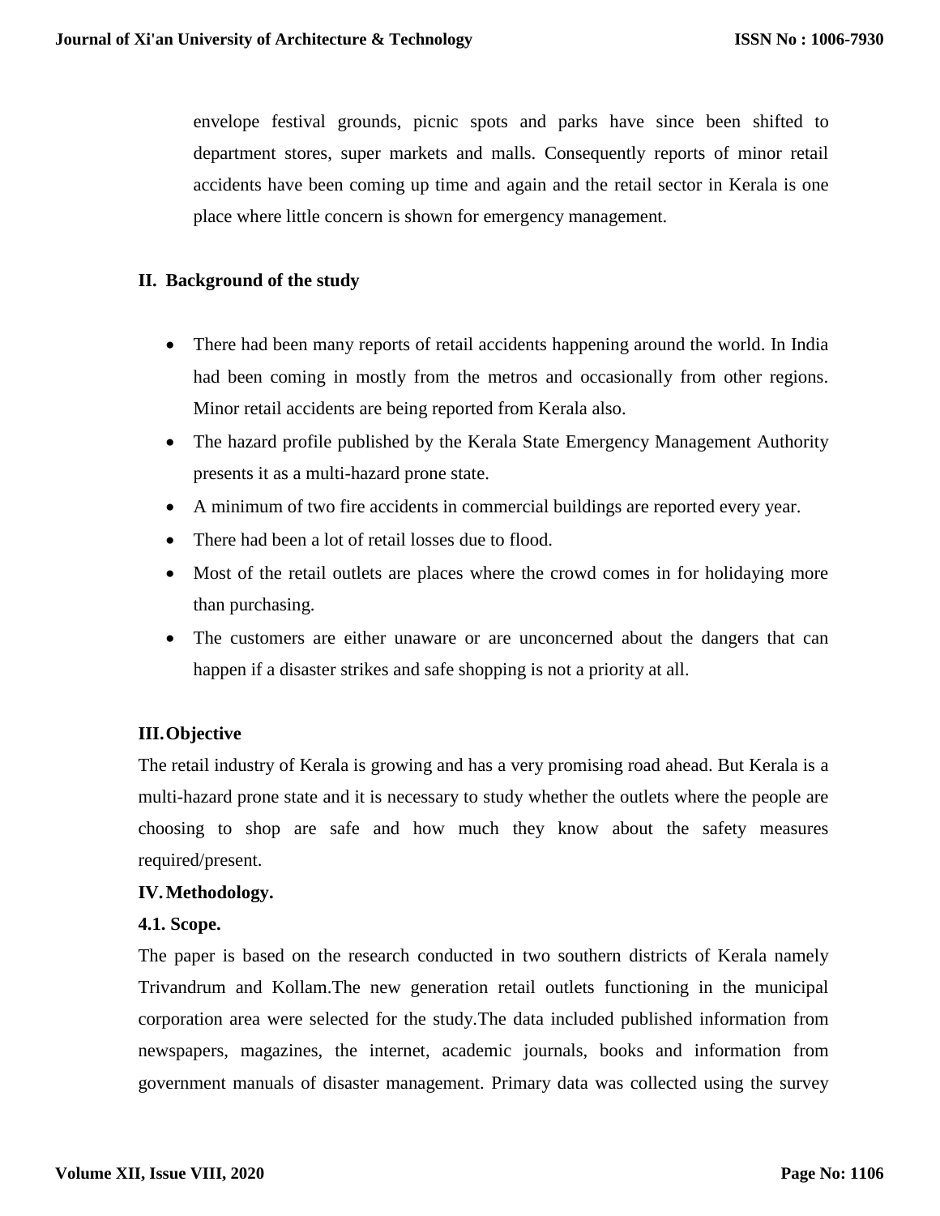envelope festival grounds, picnic spots and parks have since been shifted to department stores, super markets and malls. Consequently reports of minor retail accidents have been coming up time and again and the retail sector in Kerala is one place where little concern is shown for emergency management.

## II. Background of the study

- There had been many reports of retail accidents happening around the world. In India had been coming in mostly from the metros and occasionally from other regions. Minor retail accidents are being reported from Kerala also.
- The hazard profile published by the Kerala State Emergency Management Authority presents it as a multi-hazard prone state.
- A minimum of two fire accidents in commercial buildings are reported every year.
- There had been a lot of retail losses due to flood.
- Most of the retail outlets are places where the crowd comes in for holidaying more than purchasing.
- The customers are either unaware or are unconcerned about the dangers that can happen if a disaster strikes and safe shopping is not a priority at all.

## III. Objective

The retail industry of Kerala is growing and has a very promising road ahead. But Kerala is a multi-hazard prone state and it is necessary to study whether the outlets where the people are choosing to shop are safe and how much they know about the safety measures required/present.

## IV. Methodology.

### 4.1. Scope.

The paper is based on the research conducted in two southern districts of Kerala namely Trivandrum and Kollam.The new generation retail outlets functioning in the municipal corporation area were selected for the study.The data included published information from newspapers, magazines, the internet, academic journals, books and information from government manuals of disaster management. Primary data was collected using the survey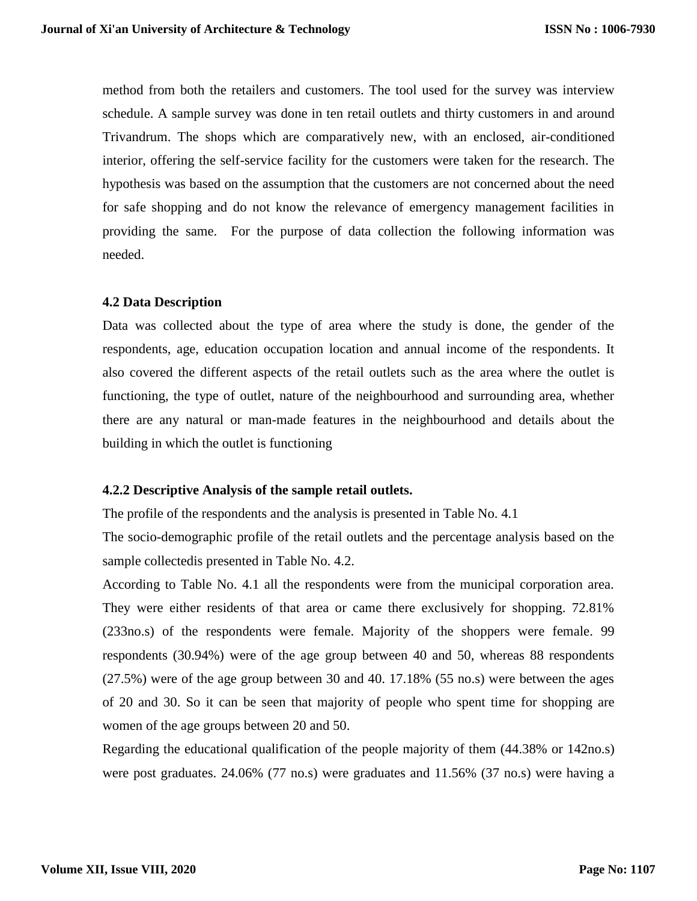method from both the retailers and customers. The tool used for the survey was interview schedule. A sample survey was done in ten retail outlets and thirty customers in and around Trivandrum. The shops which are comparatively new, with an enclosed, air-conditioned interior, offering the self-service facility for the customers were taken for the research. The hypothesis was based on the assumption that the customers are not concerned about the need for safe shopping and do not know the relevance of emergency management facilities in providing the same. For the purpose of data collection the following information was needed.

### 4.2 Data Description

Data was collected about the type of area where the study is done, the gender of the respondents, age, education occupation location and annual income of the respondents. It also covered the different aspects of the retail outlets such as the area where the outlet is functioning, the type of outlet, nature of the neighbourhood and surrounding area, whether there are any natural or man-made features in the neighbourhood and details about the building in which the outlet is functioning

### 4.2.2 Descriptive Analysis of the sample retail outlets.

The profile of the respondents and the analysis is presented in Table No. 4.1

The socio-demographic profile of the retail outlets and the percentage analysis based on the sample collectedis presented in Table No. 4.2.

According to Table No. 4.1 all the respondents were from the municipal corporation area. They were either residents of that area or came there exclusively for shopping. 72.81% (233no.s) of the respondents were female. Majority of the shoppers were female. 99 respondents (30.94%) were of the age group between 40 and 50, whereas 88 respondents (27.5%) were of the age group between 30 and 40. 17.18% (55 no.s) were between the ages of 20 and 30. So it can be seen that majority of people who spent time for shopping are women of the age groups between 20 and 50.

Regarding the educational qualification of the people majority of them (44.38% or 142no.s) were post graduates. 24.06% (77 no.s) were graduates and 11.56% (37 no.s) were having a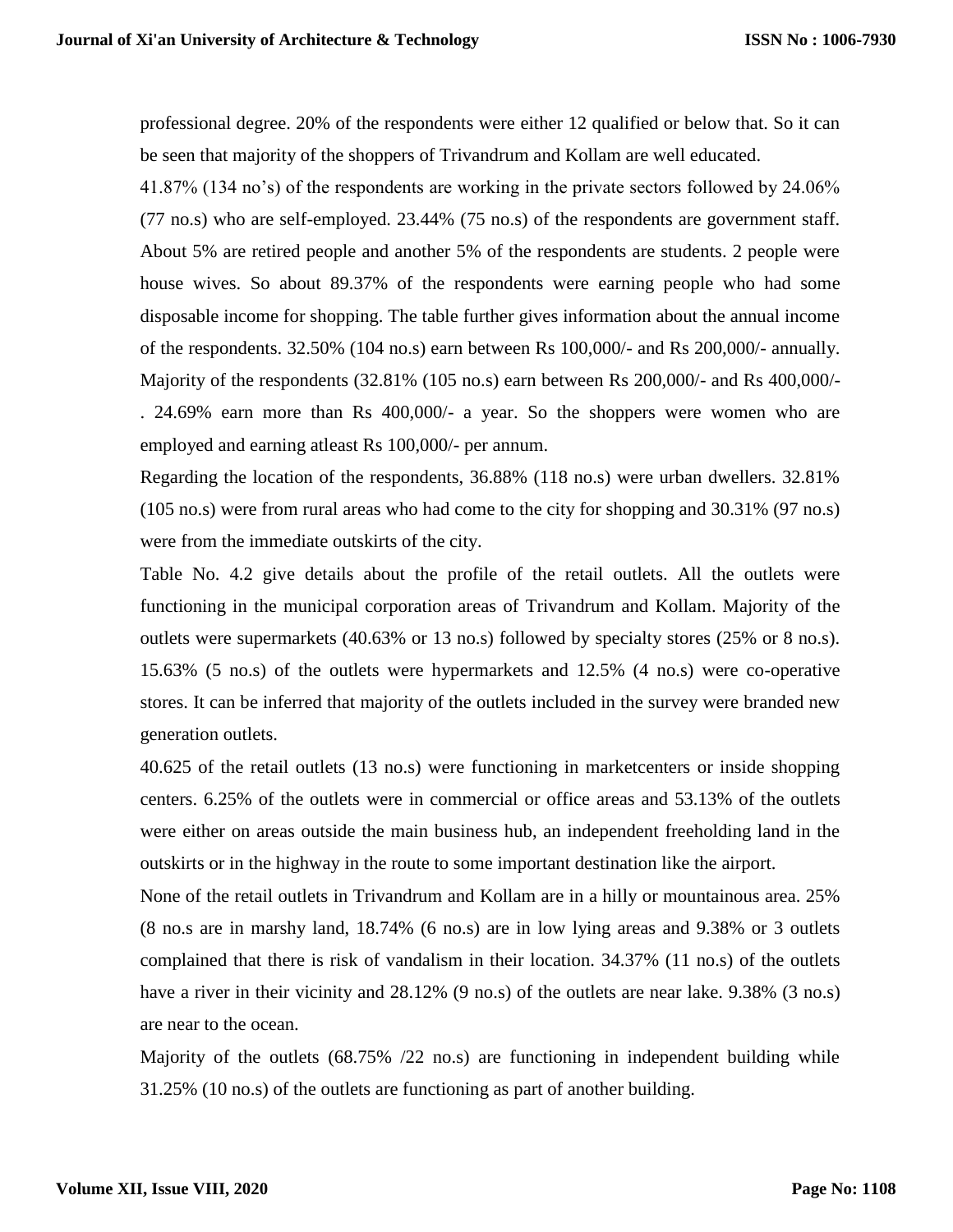professional degree. 20% of the respondents were either 12 qualified or below that. So it can be seen that majority of the shoppers of Trivandrum and Kollam are well educated.

41.87% (134 no's) of the respondents are working in the private sectors followed by 24.06% (77 no.s) who are self-employed. 23.44% (75 no.s) of the respondents are government staff. About 5% are retired people and another 5% of the respondents are students. 2 people were house wives. So about 89.37% of the respondents were earning people who had some disposable income for shopping. The table further gives information about the annual income of the respondents. 32.50% (104 no.s) earn between Rs 100,000/- and Rs 200,000/- annually. Majority of the respondents (32.81% (105 no.s) earn between Rs 200,000/- and Rs 400,000/- . 24.69% earn more than Rs 400,000/- a year. So the shoppers were women who are employed and earning atleast Rs 100,000/- per annum.

Regarding the location of the respondents, 36.88% (118 no.s) were urban dwellers. 32.81% (105 no.s) were from rural areas who had come to the city for shopping and 30.31% (97 no.s) were from the immediate outskirts of the city.

Table No. 4.2 give details about the profile of the retail outlets. All the outlets were functioning in the municipal corporation areas of Trivandrum and Kollam. Majority of the outlets were supermarkets (40.63% or 13 no.s) followed by specialty stores (25% or 8 no.s). 15.63% (5 no.s) of the outlets were hypermarkets and 12.5% (4 no.s) were co-operative stores. It can be inferred that majority of the outlets included in the survey were branded new generation outlets.

40.625 of the retail outlets (13 no.s) were functioning in marketcenters or inside shopping centers. 6.25% of the outlets were in commercial or office areas and 53.13% of the outlets were either on areas outside the main business hub, an independent freeholding land in the outskirts or in the highway in the route to some important destination like the airport.

None of the retail outlets in Trivandrum and Kollam are in a hilly or mountainous area. 25% (8 no.s are in marshy land, 18.74% (6 no.s) are in low lying areas and 9.38% or 3 outlets complained that there is risk of vandalism in their location. 34.37% (11 no.s) of the outlets have a river in their vicinity and 28.12% (9 no.s) of the outlets are near lake. 9.38% (3 no.s) are near to the ocean.

Majority of the outlets (68.75% /22 no.s) are functioning in independent building while 31.25% (10 no.s) of the outlets are functioning as part of another building.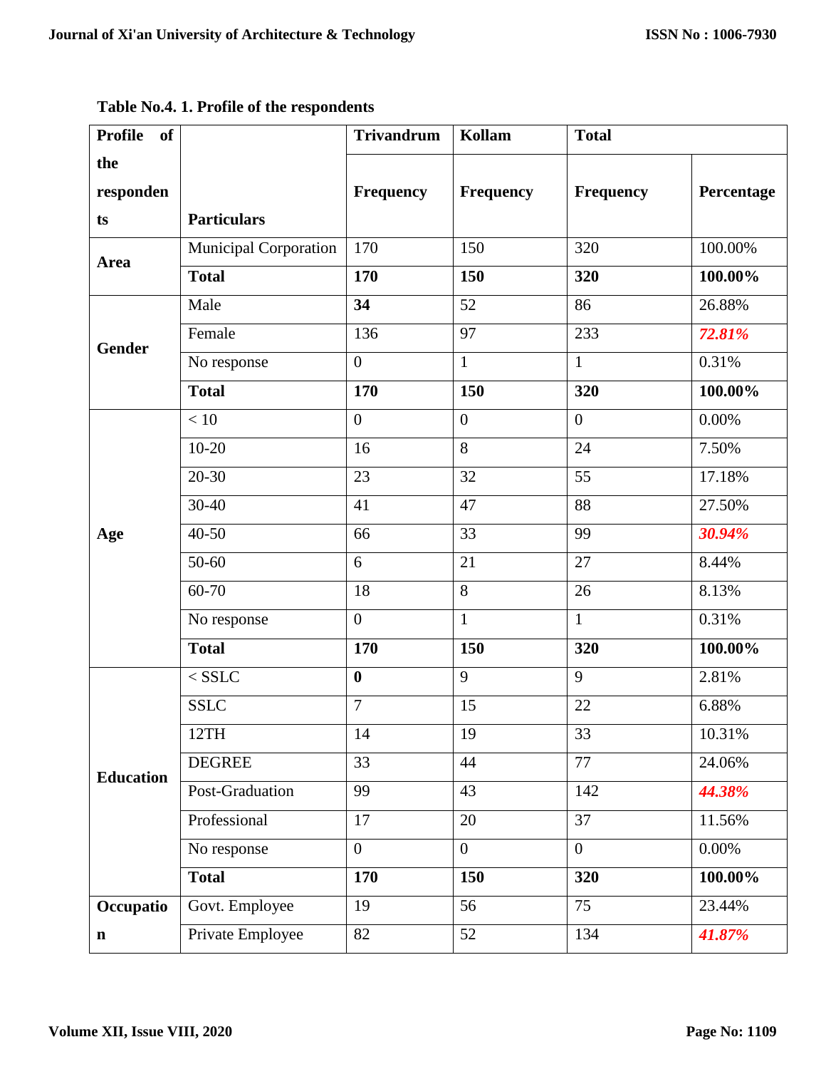**Table No.4. 1. Profile of the respondents**

| Profile of the respondents | Particulars | Trivandrum | Kollam | Total | |
|---|---|---|---|---|---|
| | | Frequency | Frequency | Frequency | Percentage |
| Area | Municipal Corporation | 170 | 150 | 320 | 100.00% |
| | **Total** | **170** | **150** | **320** | **100.00%** |
| Gender | Male | **34** | 52 | 86 | 26.88% |
| | Female | 136 | 97 | 233 | ***72.81%*** |
| | No response | 0 | 1 | 1 | 0.31% |
| | **Total** | **170** | **150** | **320** | **100.00%** |
| Age | < 10 | 0 | 0 | 0 | 0.00% |
| | 10-20 | 16 | 8 | 24 | 7.50% |
| | 20-30 | 23 | 32 | 55 | 17.18% |
| | 30-40 | 41 | 47 | 88 | 27.50% |
| | 40-50 | 66 | 33 | 99 | ***30.94%*** |
| | 50-60 | 6 | 21 | 27 | 8.44% |
| | 60-70 | 18 | 8 | 26 | 8.13% |
| | No response | 0 | 1 | 1 | 0.31% |
| | **Total** | **170** | **150** | **320** | **100.00%** |
| Education | < SSLC | **0** | 9 | 9 | 2.81% |
| | SSLC | 7 | 15 | 22 | 6.88% |
| | 12TH | 14 | 19 | 33 | 10.31% |
| | DEGREE | 33 | 44 | 77 | 24.06% |
| | Post-Graduation | 99 | 43 | 142 | ***44.38%*** |
| | Professional | 17 | 20 | 37 | 11.56% |
| | No response | 0 | 0 | 0 | 0.00% |
| | **Total** | **170** | **150** | **320** | **100.00%** |
| Occupation | Govt. Employee | 19 | 56 | 75 | 23.44% |
| | Private Employee | 82 | 52 | 134 | ***41.87%*** |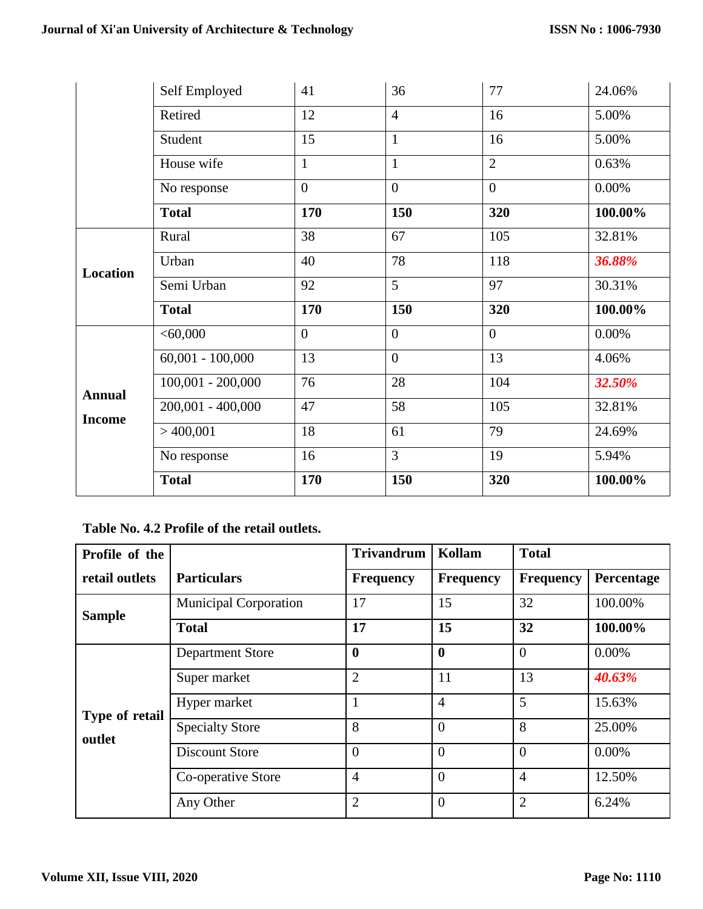| | Self Employed | 41 | 36 | 77 | 24.06% |
|---|---|---|---|---|---|
| | Retired | 12 | 4 | 16 | 5.00% |
| | Student | 15 | 1 | 16 | 5.00% |
| | House wife | 1 | 1 | 2 | 0.63% |
| | No response | 0 | 0 | 0 | 0.00% |
| | **Total** | **170** | **150** | **320** | **100.00%** |
| **Location** | Rural | 38 | 67 | 105 | 32.81% |
| | Urban | 40 | 78 | 118 | ***36.88%*** |
| | Semi Urban | 92 | 5 | 97 | 30.31% |
| | **Total** | **170** | **150** | **320** | **100.00%** |
| **Annual Income** | <60,000 | 0 | 0 | 0 | 0.00% |
| | 60,001 - 100,000 | 13 | 0 | 13 | 4.06% |
| | 100,001 - 200,000 | 76 | 28 | 104 | ***32.50%*** |
| | 200,001 - 400,000 | 47 | 58 | 105 | 32.81% |
| | > 400,001 | 18 | 61 | 79 | 24.69% |
| | No response | 16 | 3 | 19 | 5.94% |
| | **Total** | **170** | **150** | **320** | **100.00%** |

**Table No. 4.2 Profile of the retail outlets.**

| **Profile of the retail outlets** | **Particulars** | **Trivandrum** | **Kollam** | **Total** | |
|---|---|---|---|---|---|
| | | **Frequency** | **Frequency** | **Frequency** | **Percentage** |
| **Sample** | Municipal Corporation | 17 | 15 | 32 | 100.00% |
| | **Total** | **17** | **15** | **32** | **100.00%** |
| **Type of retail outlet** | Department Store | **0** | **0** | 0 | 0.00% |
| | Super market | 2 | 11 | 13 | ***40.63%*** |
| | Hyper market | 1 | 4 | 5 | 15.63% |
| | Specialty Store | 8 | 0 | 8 | 25.00% |
| | Discount Store | 0 | 0 | 0 | 0.00% |
| | Co-operative Store | 4 | 0 | 4 | 12.50% |
| | Any Other | 2 | 0 | 2 | 6.24% |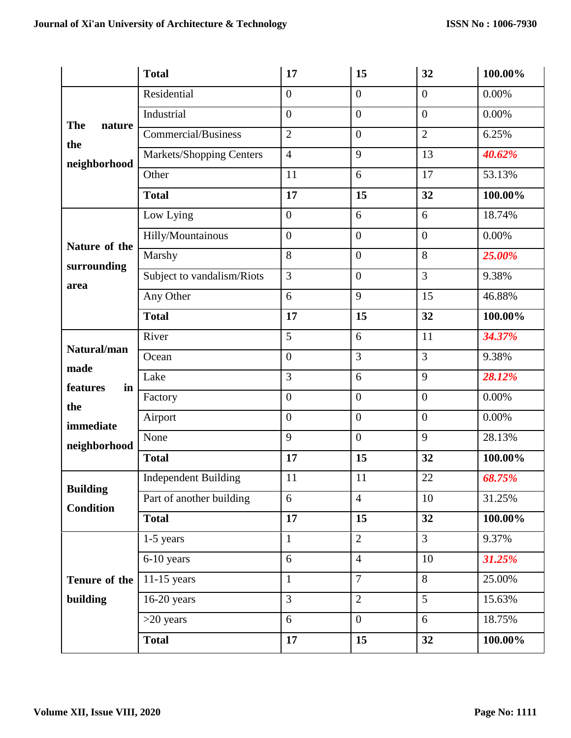| | | | | | |
|---|---|---|---|---|---|
| | **Total** | **17** | **15** | **32** | **100.00%** |
| **The nature the neighborhood** | Residential | 0 | 0 | 0 | 0.00% |
| | Industrial | 0 | 0 | 0 | 0.00% |
| | Commercial/Business | 2 | 0 | 2 | 6.25% |
| | Markets/Shopping Centers | 4 | 9 | 13 | ***40.62%*** |
| | Other | 11 | 6 | 17 | 53.13% |
| | **Total** | **17** | **15** | **32** | **100.00%** |
| **Nature of the surrounding area** | Low Lying | 0 | 6 | 6 | 18.74% |
| | Hilly/Mountainous | 0 | 0 | 0 | 0.00% |
| | Marshy | 8 | 0 | 8 | ***25.00%*** |
| | Subject to vandalism/Riots | 3 | 0 | 3 | 9.38% |
| | Any Other | 6 | 9 | 15 | 46.88% |
| | **Total** | **17** | **15** | **32** | **100.00%** |
| **Natural/man made features in the immediate neighborhood** | River | 5 | 6 | 11 | ***34.37%*** |
| | Ocean | 0 | 3 | 3 | 9.38% |
| | Lake | 3 | 6 | 9 | ***28.12%*** |
| | Factory | 0 | 0 | 0 | 0.00% |
| | Airport | 0 | 0 | 0 | 0.00% |
| | None | 9 | 0 | 9 | 28.13% |
| | **Total** | **17** | **15** | **32** | **100.00%** |
| **Building Condition** | Independent Building | 11 | 11 | 22 | ***68.75%*** |
| | Part of another building | 6 | 4 | 10 | 31.25% |
| | **Total** | **17** | **15** | **32** | **100.00%** |
| **Tenure of the building** | 1-5 years | 1 | 2 | 3 | 9.37% |
| | 6-10 years | 6 | 4 | 10 | ***31.25%*** |
| | 11-15 years | 1 | 7 | 8 | 25.00% |
| | 16-20 years | 3 | 2 | 5 | 15.63% |
| | >20 years | 6 | 0 | 6 | 18.75% |
| | **Total** | **17** | **15** | **32** | **100.00%** |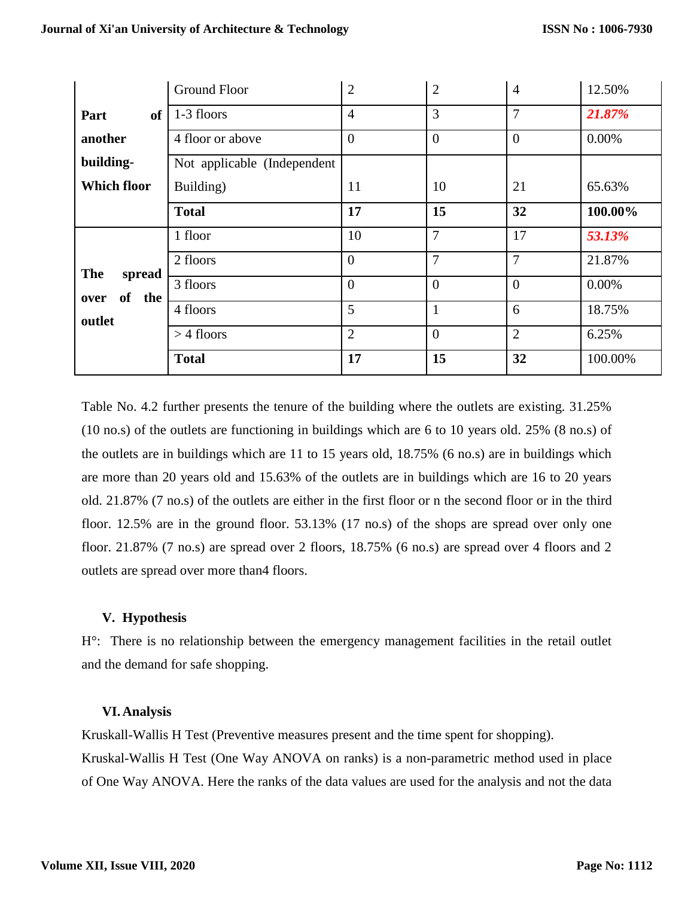| | | | | | |
|---|---|---|---|---|---|
| Part of another building- Which floor | Ground Floor | 2 | 2 | 4 | 12.50% |
| | 1-3 floors | 4 | 3 | 7 | ***21.87%*** |
| | 4 floor or above | 0 | 0 | 0 | 0.00% |
| | Not applicable (Independent Building) | 11 | 10 | 21 | 65.63% |
| | **Total** | **17** | **15** | **32** | **100.00%** |
| The spread over of the outlet | 1 floor | 10 | 7 | 17 | ***53.13%*** |
| | 2 floors | 0 | 7 | 7 | 21.87% |
| | 3 floors | 0 | 0 | 0 | 0.00% |
| | 4 floors | 5 | 1 | 6 | 18.75% |
| | > 4 floors | 2 | 0 | 2 | 6.25% |
| | **Total** | **17** | **15** | **32** | 100.00% |

Table No. 4.2 further presents the tenure of the building where the outlets are existing. 31.25% (10 no.s) of the outlets are functioning in buildings which are 6 to 10 years old. 25% (8 no.s) of the outlets are in buildings which are 11 to 15 years old, 18.75% (6 no.s) are in buildings which are more than 20 years old and 15.63% of the outlets are in buildings which are 16 to 20 years old. 21.87% (7 no.s) of the outlets are either in the first floor or n the second floor or in the third floor. 12.5% are in the ground floor. 53.13% (17 no.s) of the shops are spread over only one floor. 21.87% (7 no.s) are spread over 2 floors, 18.75% (6 no.s) are spread over 4 floors and 2 outlets are spread over more than4 floors.

## V. Hypothesis

H°: There is no relationship between the emergency management facilities in the retail outlet and the demand for safe shopping.

## VI. Analysis

Kruskall-Wallis H Test (Preventive measures present and the time spent for shopping).

Kruskal-Wallis H Test (One Way ANOVA on ranks) is a non-parametric method used in place of One Way ANOVA. Here the ranks of the data values are used for the analysis and not the data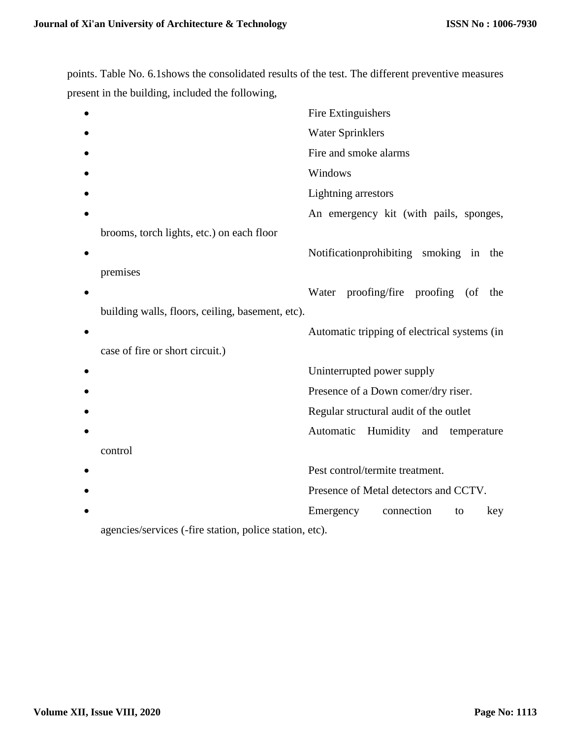points. Table No. 6.1shows the consolidated results of the test. The different preventive measures present in the building, included the following,

- Fire Extinguishers
- Water Sprinklers
- Fire and smoke alarms
- Windows
- Lightning arrestors
- An emergency kit (with pails, sponges, brooms, torch lights, etc.) on each floor
- Notificationprohibiting smoking in the premises
- Water proofing/fire proofing (of the building walls, floors, ceiling, basement, etc).
- Automatic tripping of electrical systems (in case of fire or short circuit.)
- Uninterrupted power supply
- Presence of a Down comer/dry riser.
- Regular structural audit of the outlet
- Automatic Humidity and temperature control
- Pest control/termite treatment.
- Presence of Metal detectors and CCTV.
- Emergency connection to key agencies/services (-fire station, police station, etc).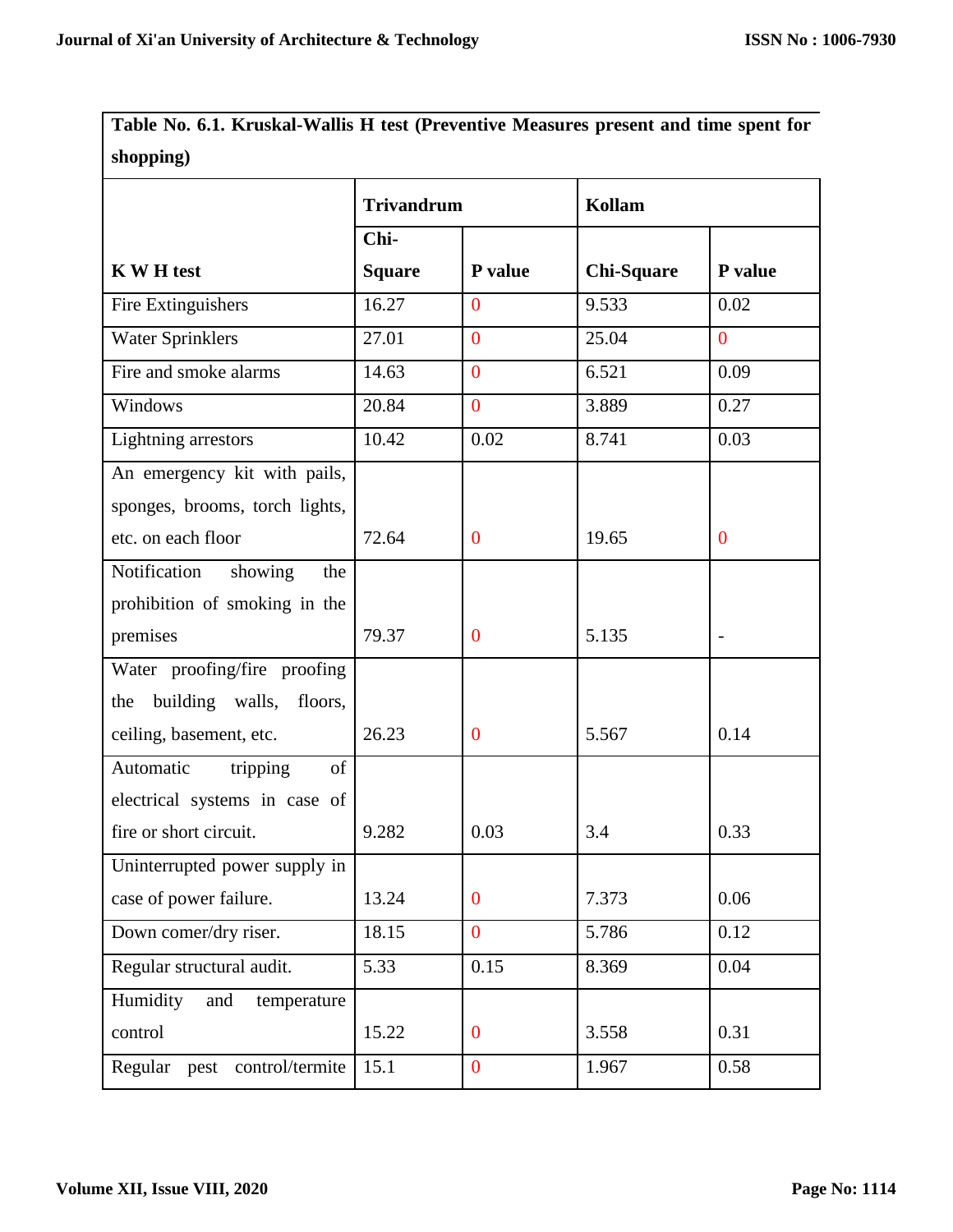**Table No. 6.1. Kruskal-Wallis H test (Preventive Measures present and time spent for shopping)**

| K W H test | Trivandrum | | Kollam | |
|---|---|---|---|---|
| | Chi-Square | P value | Chi-Square | P value |
| Fire Extinguishers | 16.27 | 0 | 9.533 | 0.02 |
| Water Sprinklers | 27.01 | 0 | 25.04 | 0 |
| Fire and smoke alarms | 14.63 | 0 | 6.521 | 0.09 |
| Windows | 20.84 | 0 | 3.889 | 0.27 |
| Lightning arrestors | 10.42 | 0.02 | 8.741 | 0.03 |
| An emergency kit with pails, sponges, brooms, torch lights, etc. on each floor | 72.64 | 0 | 19.65 | 0 |
| Notification showing the prohibition of smoking in the premises | 79.37 | 0 | 5.135 | - |
| Water proofing/fire proofing the building walls, floors, ceiling, basement, etc. | 26.23 | 0 | 5.567 | 0.14 |
| Automatic tripping of electrical systems in case of fire or short circuit. | 9.282 | 0.03 | 3.4 | 0.33 |
| Uninterrupted power supply in case of power failure. | 13.24 | 0 | 7.373 | 0.06 |
| Down comer/dry riser. | 18.15 | 0 | 5.786 | 0.12 |
| Regular structural audit. | 5.33 | 0.15 | 8.369 | 0.04 |
| Humidity and temperature control | 15.22 | 0 | 3.558 | 0.31 |
| Regular pest control/termite | 15.1 | 0 | 1.967 | 0.58 |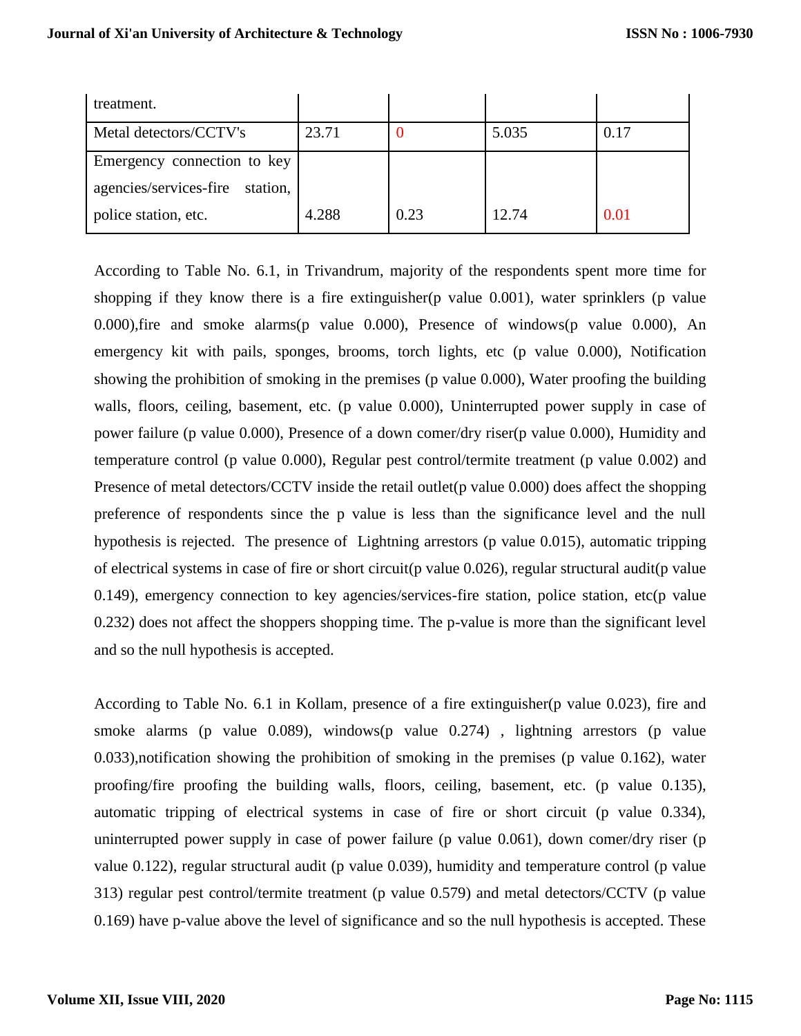| | | | | |
|---|---|---|---|---|
| treatment. | | | | |
| Metal detectors/CCTV's | 23.71 | 0 | 5.035 | 0.17 |
| Emergency connection to key agencies/services-fire station, police station, etc. | 4.288 | 0.23 | 12.74 | 0.01 |

According to Table No. 6.1, in Trivandrum, majority of the respondents spent more time for shopping if they know there is a fire extinguisher(p value 0.001), water sprinklers (p value 0.000),fire and smoke alarms(p value 0.000), Presence of windows(p value 0.000), An emergency kit with pails, sponges, brooms, torch lights, etc (p value 0.000), Notification showing the prohibition of smoking in the premises (p value 0.000), Water proofing the building walls, floors, ceiling, basement, etc. (p value 0.000), Uninterrupted power supply in case of power failure (p value 0.000), Presence of a down comer/dry riser(p value 0.000), Humidity and temperature control (p value 0.000), Regular pest control/termite treatment (p value 0.002) and Presence of metal detectors/CCTV inside the retail outlet(p value 0.000) does affect the shopping preference of respondents since the p value is less than the significance level and the null hypothesis is rejected. The presence of Lightning arrestors (p value 0.015), automatic tripping of electrical systems in case of fire or short circuit(p value 0.026), regular structural audit(p value 0.149), emergency connection to key agencies/services-fire station, police station, etc(p value 0.232) does not affect the shoppers shopping time. The p-value is more than the significant level and so the null hypothesis is accepted.

According to Table No. 6.1 in Kollam, presence of a fire extinguisher(p value 0.023), fire and smoke alarms (p value 0.089), windows(p value 0.274) , lightning arrestors (p value 0.033),notification showing the prohibition of smoking in the premises (p value 0.162), water proofing/fire proofing the building walls, floors, ceiling, basement, etc. (p value 0.135), automatic tripping of electrical systems in case of fire or short circuit (p value 0.334), uninterrupted power supply in case of power failure (p value 0.061), down comer/dry riser (p value 0.122), regular structural audit (p value 0.039), humidity and temperature control (p value 313) regular pest control/termite treatment (p value 0.579) and metal detectors/CCTV (p value 0.169) have p-value above the level of significance and so the null hypothesis is accepted. These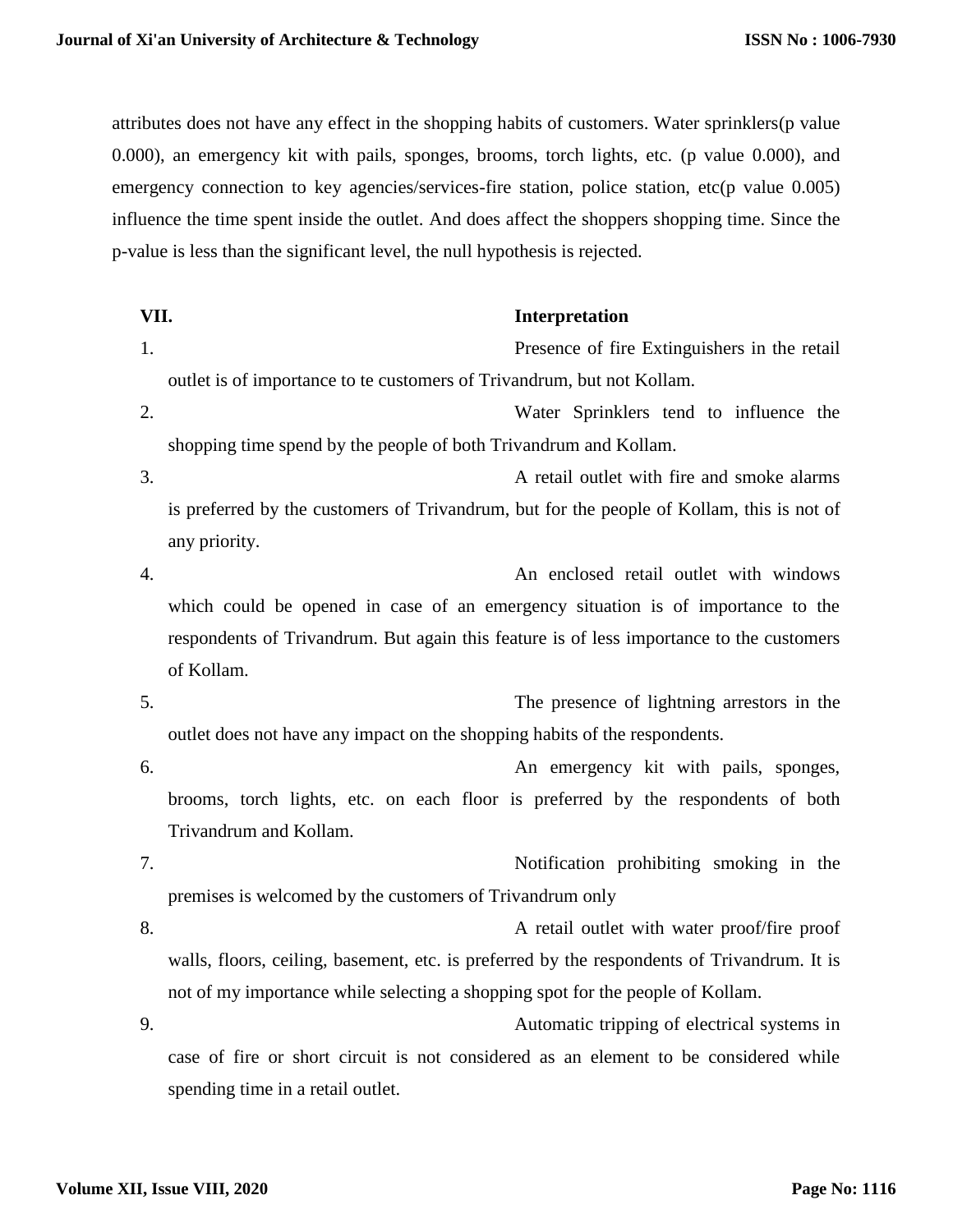attributes does not have any effect in the shopping habits of customers. Water sprinklers(p value 0.000), an emergency kit with pails, sponges, brooms, torch lights, etc. (p value 0.000), and emergency connection to key agencies/services-fire station, police station, etc(p value 0.005) influence the time spent inside the outlet. And does affect the shoppers shopping time. Since the p-value is less than the significant level, the null hypothesis is rejected.

## VII. Interpretation

1. Presence of fire Extinguishers in the retail outlet is of importance to te customers of Trivandrum, but not Kollam.
2. Water Sprinklers tend to influence the shopping time spend by the people of both Trivandrum and Kollam.
3. A retail outlet with fire and smoke alarms is preferred by the customers of Trivandrum, but for the people of Kollam, this is not of any priority.
4. An enclosed retail outlet with windows which could be opened in case of an emergency situation is of importance to the respondents of Trivandrum. But again this feature is of less importance to the customers of Kollam.
5. The presence of lightning arrestors in the outlet does not have any impact on the shopping habits of the respondents.
6. An emergency kit with pails, sponges, brooms, torch lights, etc. on each floor is preferred by the respondents of both Trivandrum and Kollam.
7. Notification prohibiting smoking in the premises is welcomed by the customers of Trivandrum only
8. A retail outlet with water proof/fire proof walls, floors, ceiling, basement, etc. is preferred by the respondents of Trivandrum. It is not of my importance while selecting a shopping spot for the people of Kollam.
9. Automatic tripping of electrical systems in case of fire or short circuit is not considered as an element to be considered while spending time in a retail outlet.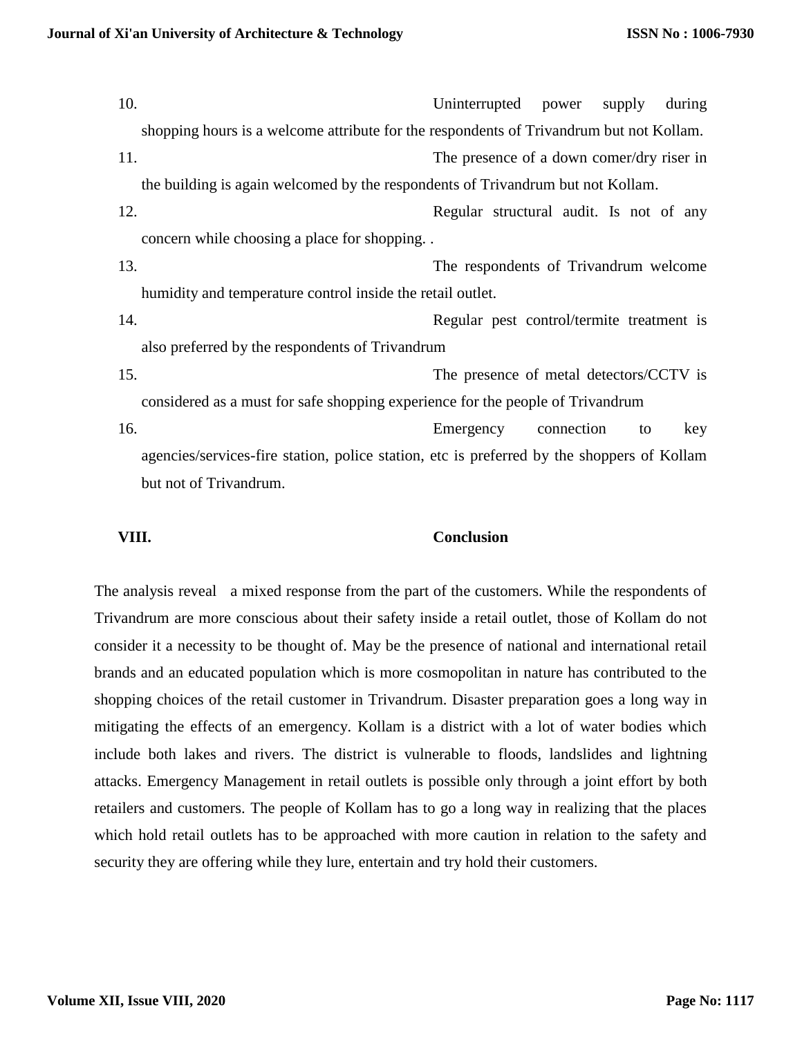10. Uninterrupted power supply during shopping hours is a welcome attribute for the respondents of Trivandrum but not Kollam.
11. The presence of a down comer/dry riser in the building is again welcomed by the respondents of Trivandrum but not Kollam.
12. Regular structural audit. Is not of any concern while choosing a place for shopping. .
13. The respondents of Trivandrum welcome humidity and temperature control inside the retail outlet.
14. Regular pest control/termite treatment is also preferred by the respondents of Trivandrum
15. The presence of metal detectors/CCTV is considered as a must for safe shopping experience for the people of Trivandrum
16. Emergency connection to key agencies/services-fire station, police station, etc is preferred by the shoppers of Kollam but not of Trivandrum.

## VIII. Conclusion

The analysis reveal a mixed response from the part of the customers. While the respondents of Trivandrum are more conscious about their safety inside a retail outlet, those of Kollam do not consider it a necessity to be thought of. May be the presence of national and international retail brands and an educated population which is more cosmopolitan in nature has contributed to the shopping choices of the retail customer in Trivandrum. Disaster preparation goes a long way in mitigating the effects of an emergency. Kollam is a district with a lot of water bodies which include both lakes and rivers. The district is vulnerable to floods, landslides and lightning attacks. Emergency Management in retail outlets is possible only through a joint effort by both retailers and customers. The people of Kollam has to go a long way in realizing that the places which hold retail outlets has to be approached with more caution in relation to the safety and security they are offering while they lure, entertain and try hold their customers.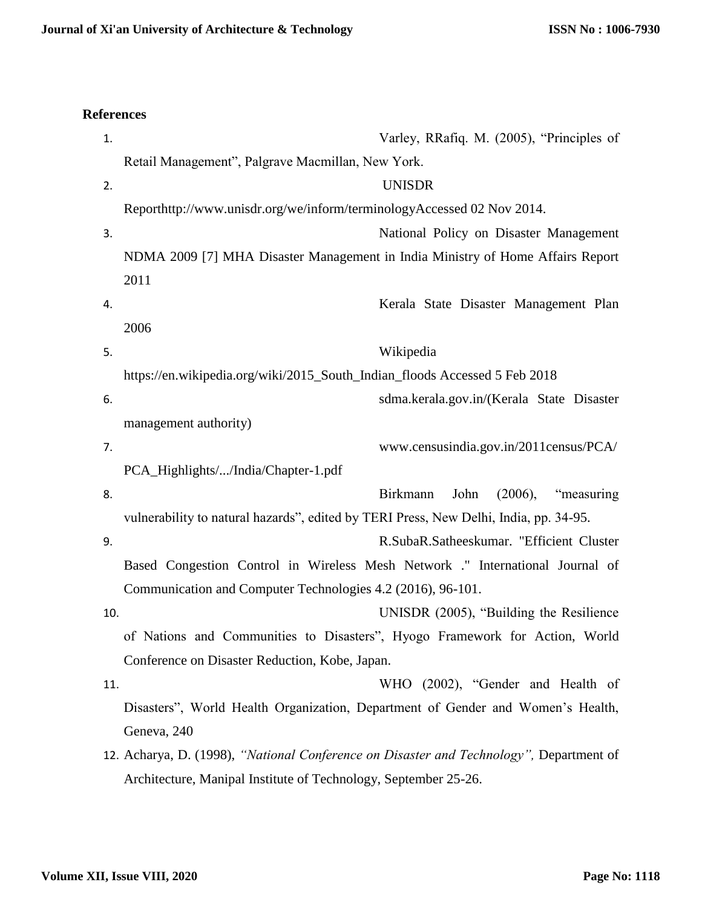**References**

1. Varley, RRafiq. M. (2005), "Principles of Retail Management", Palgrave Macmillan, New York.
2. UNISDR Reporthttp://www.unisdr.org/we/inform/terminologyAccessed 02 Nov 2014.
3. National Policy on Disaster Management NDMA 2009 [7] MHA Disaster Management in India Ministry of Home Affairs Report 2011
4. Kerala State Disaster Management Plan 2006
5. Wikipedia https://en.wikipedia.org/wiki/2015_South_Indian_floods Accessed 5 Feb 2018
6. sdma.kerala.gov.in/(Kerala State Disaster management authority)
7. www.censusindia.gov.in/2011census/PCA/PCA_Highlights/.../India/Chapter-1.pdf
8. Birkmann John (2006), "measuring vulnerability to natural hazards", edited by TERI Press, New Delhi, India, pp. 34-95.
9. R.SubaR.Satheeskumar. "Efficient Cluster Based Congestion Control in Wireless Mesh Network ." International Journal of Communication and Computer Technologies 4.2 (2016), 96-101.
10. UNISDR (2005), "Building the Resilience of Nations and Communities to Disasters", Hyogo Framework for Action, World Conference on Disaster Reduction, Kobe, Japan.
11. WHO (2002), "Gender and Health of Disasters", World Health Organization, Department of Gender and Women's Health, Geneva, 240
12. Acharya, D. (1998), *"National Conference on Disaster and Technology",* Department of Architecture, Manipal Institute of Technology, September 25-26.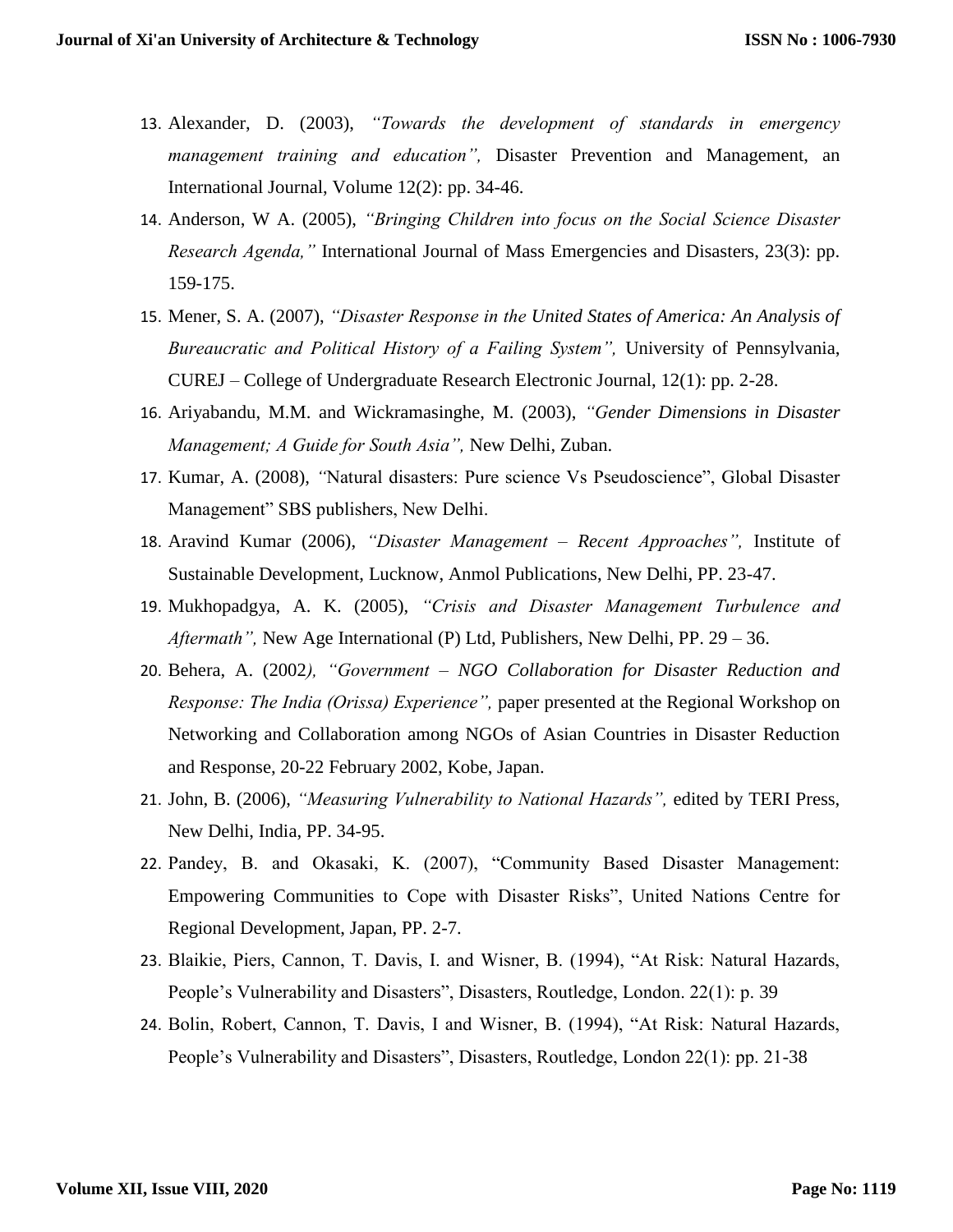13. Alexander, D. (2003), *"Towards the development of standards in emergency management training and education",* Disaster Prevention and Management, an International Journal, Volume 12(2): pp. 34-46.
14. Anderson, W A. (2005), *"Bringing Children into focus on the Social Science Disaster Research Agenda,"* International Journal of Mass Emergencies and Disasters, 23(3): pp. 159-175.
15. Mener, S. A. (2007), *"Disaster Response in the United States of America: An Analysis of Bureaucratic and Political History of a Failing System",* University of Pennsylvania, CUREJ – College of Undergraduate Research Electronic Journal, 12(1): pp. 2-28.
16. Ariyabandu, M.M. and Wickramasinghe, M. (2003), *"Gender Dimensions in Disaster Management; A Guide for South Asia",* New Delhi, Zuban.
17. Kumar, A. (2008), *"*Natural disasters: Pure science Vs Pseudoscience", Global Disaster Management" SBS publishers, New Delhi.
18. Aravind Kumar (2006), *"Disaster Management – Recent Approaches",* Institute of Sustainable Development, Lucknow, Anmol Publications, New Delhi, PP. 23-47.
19. Mukhopadgya, A. K. (2005), *"Crisis and Disaster Management Turbulence and Aftermath",* New Age International (P) Ltd, Publishers, New Delhi, PP. 29 – 36.
20. Behera, A. (2002*), "Government – NGO Collaboration for Disaster Reduction and Response: The India (Orissa) Experience",* paper presented at the Regional Workshop on Networking and Collaboration among NGOs of Asian Countries in Disaster Reduction and Response, 20-22 February 2002, Kobe, Japan.
21. John, B. (2006), *"Measuring Vulnerability to National Hazards",* edited by TERI Press, New Delhi, India, PP. 34-95.
22. Pandey, B. and Okasaki, K. (2007), "Community Based Disaster Management: Empowering Communities to Cope with Disaster Risks", United Nations Centre for Regional Development, Japan, PP. 2-7.
23. Blaikie, Piers, Cannon, T. Davis, I. and Wisner, B. (1994), "At Risk: Natural Hazards, People's Vulnerability and Disasters", Disasters, Routledge, London. 22(1): p. 39
24. Bolin, Robert, Cannon, T. Davis, I and Wisner, B. (1994), "At Risk: Natural Hazards, People's Vulnerability and Disasters", Disasters, Routledge, London 22(1): pp. 21-38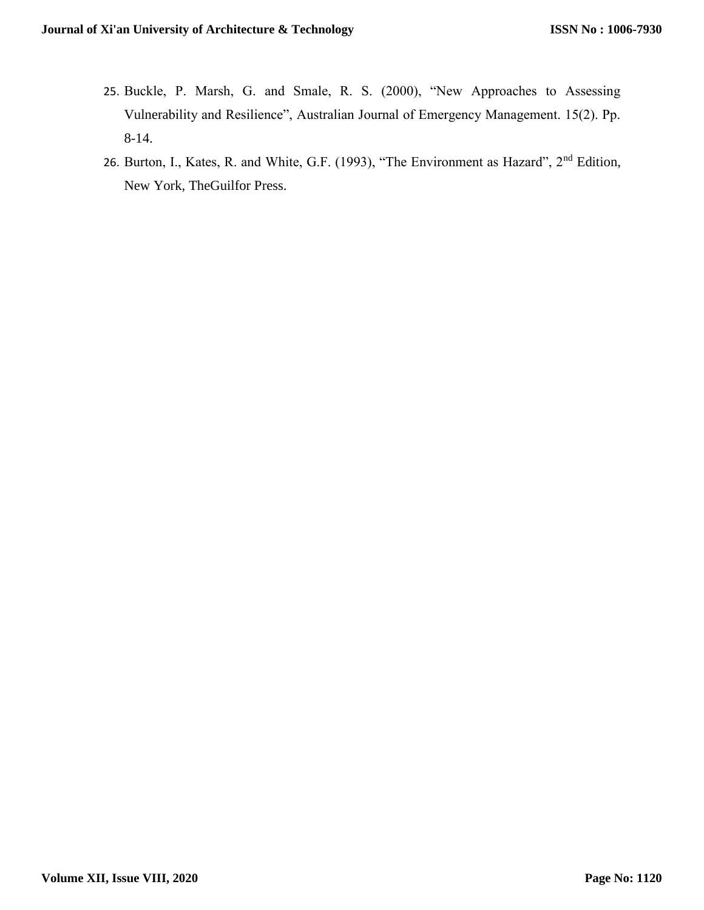25. Buckle, P. Marsh, G. and Smale, R. S. (2000), "New Approaches to Assessing Vulnerability and Resilience", Australian Journal of Emergency Management. 15(2). Pp. 8-14.
26. Burton, I., Kates, R. and White, G.F. (1993), "The Environment as Hazard", 2nd Edition, New York, TheGuilfor Press.